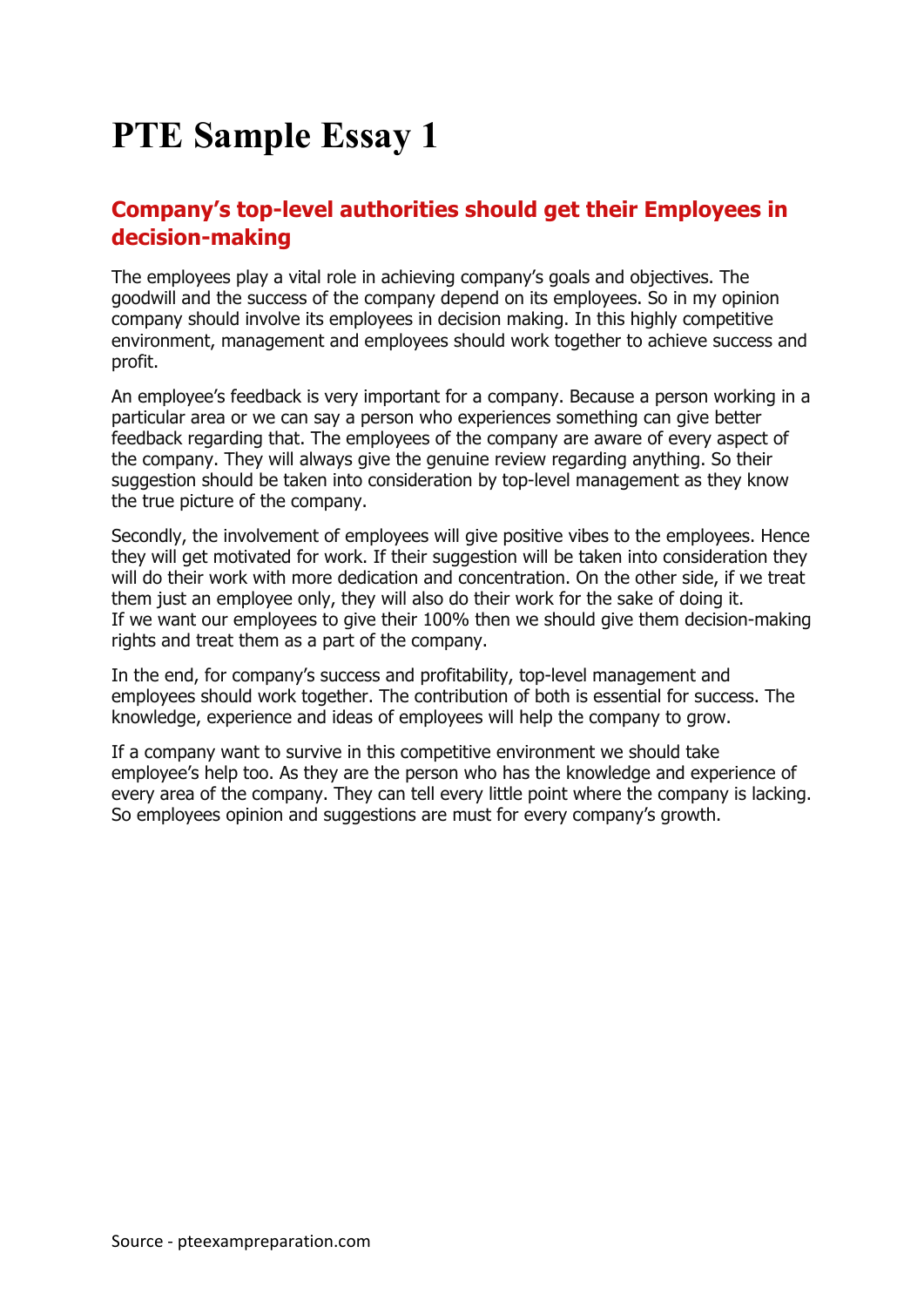# PTE Sample Essay 1

## Company's top-level authorities should get their Employees in decision-making

The employees play a vital role in achieving company's goals and objectives. The goodwill and the success of the company depend on its employees. So in my opinion company should involve its employees in decision making. In this highly competitive environment, management and employees should work together to achieve success and profit.

An employee's feedback is very important for a company. Because a person working in a particular area or we can say a person who experiences something can give better feedback regarding that. The employees of the company are aware of every aspect of the company. They will always give the genuine review regarding anything. So their suggestion should be taken into consideration by top-level management as they know the true picture of the company.

Secondly, the involvement of employees will give positive vibes to the employees. Hence they will get motivated for work. If their suggestion will be taken into consideration they will do their work with more dedication and concentration. On the other side, if we treat them just an employee only, they will also do their work for the sake of doing it.
If we want our employees to give their 100% then we should give them decision-making rights and treat them as a part of the company.

In the end, for company's success and profitability, top-level management and employees should work together. The contribution of both is essential for success. The knowledge, experience and ideas of employees will help the company to grow.

If a company want to survive in this competitive environment we should take employee's help too. As they are the person who has the knowledge and experience of every area of the company. They can tell every little point where the company is lacking. So employees opinion and suggestions are must for every company's growth.

Source - pteexampreparation.com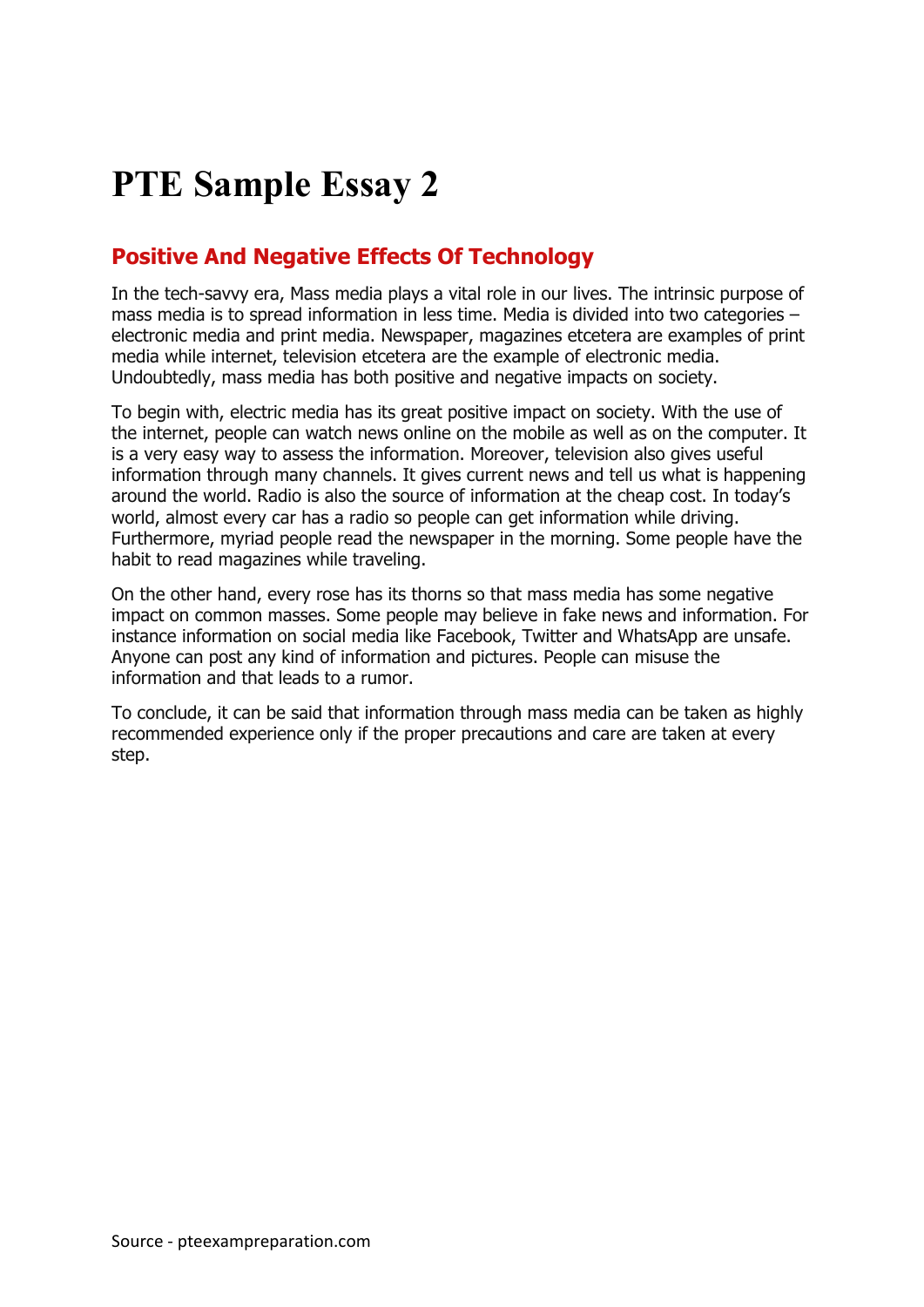# PTE Sample Essay 2

## Positive And Negative Effects Of Technology

In the tech-savvy era, Mass media plays a vital role in our lives. The intrinsic purpose of mass media is to spread information in less time. Media is divided into two categories – electronic media and print media. Newspaper, magazines etcetera are examples of print media while internet, television etcetera are the example of electronic media. Undoubtedly, mass media has both positive and negative impacts on society.

To begin with, electric media has its great positive impact on society. With the use of the internet, people can watch news online on the mobile as well as on the computer. It is a very easy way to assess the information. Moreover, television also gives useful information through many channels. It gives current news and tell us what is happening around the world. Radio is also the source of information at the cheap cost. In today's world, almost every car has a radio so people can get information while driving. Furthermore, myriad people read the newspaper in the morning. Some people have the habit to read magazines while traveling.

On the other hand, every rose has its thorns so that mass media has some negative impact on common masses. Some people may believe in fake news and information. For instance information on social media like Facebook, Twitter and WhatsApp are unsafe. Anyone can post any kind of information and pictures. People can misuse the information and that leads to a rumor.

To conclude, it can be said that information through mass media can be taken as highly recommended experience only if the proper precautions and care are taken at every step.

Source - pteexampreparation.com